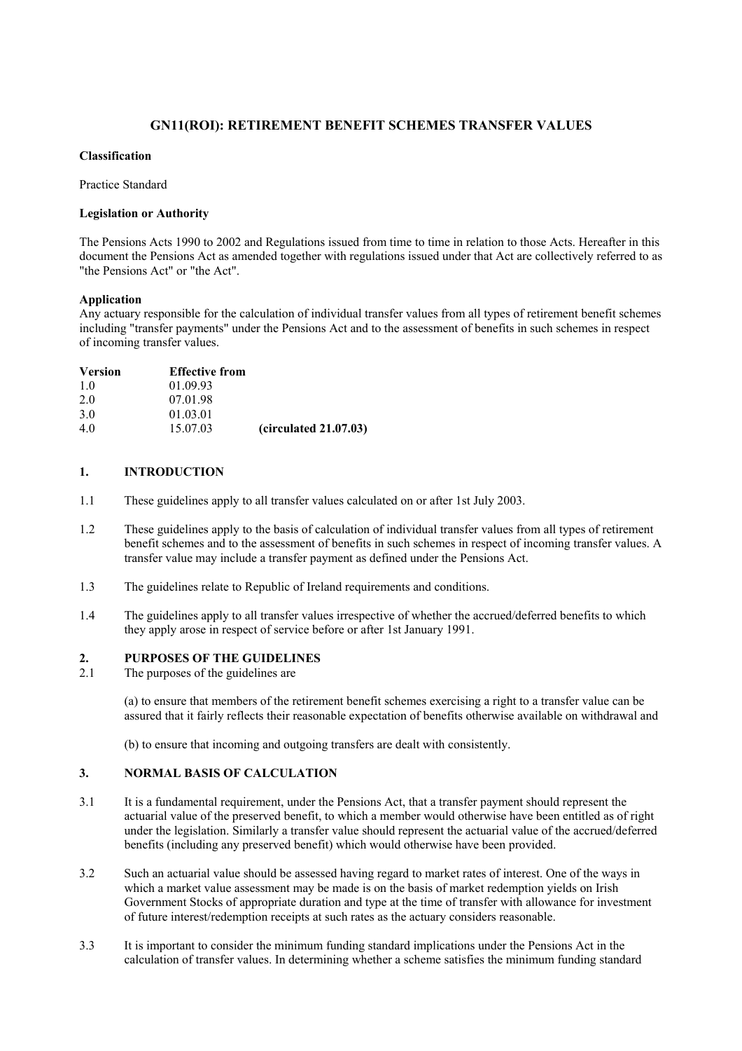# GN11(ROI): RETIREMENT BENEFIT SCHEMES TRANSFER VALUES

**Classification**

Practice Standard

**Legislation or Authority**

The Pensions Acts 1990 to 2002 and Regulations issued from time to time in relation to those Acts. Hereafter in this document the Pensions Act as amended together with regulations issued under that Act are collectively referred to as "the Pensions Act" or "the Act".

**Application**

Any actuary responsible for the calculation of individual transfer values from all types of retirement benefit schemes including "transfer payments" under the Pensions Act and to the assessment of benefits in such schemes in respect of incoming transfer values.

| Version | Effective from | |
|---|---|---|
| 1.0 | 01.09.93 | |
| 2.0 | 07.01.98 | |
| 3.0 | 01.03.01 | |
| 4.0 | 15.07.03 | **(circulated 21.07.03)** |

## 1. INTRODUCTION

1.1 These guidelines apply to all transfer values calculated on or after 1st July 2003.

1.2 These guidelines apply to the basis of calculation of individual transfer values from all types of retirement benefit schemes and to the assessment of benefits in such schemes in respect of incoming transfer values. A transfer value may include a transfer payment as defined under the Pensions Act.

1.3 The guidelines relate to Republic of Ireland requirements and conditions.

1.4 The guidelines apply to all transfer values irrespective of whether the accrued/deferred benefits to which they apply arose in respect of service before or after 1st January 1991.

## 2. PURPOSES OF THE GUIDELINES

2.1 The purposes of the guidelines are

(a) to ensure that members of the retirement benefit schemes exercising a right to a transfer value can be assured that it fairly reflects their reasonable expectation of benefits otherwise available on withdrawal and

(b) to ensure that incoming and outgoing transfers are dealt with consistently.

## 3. NORMAL BASIS OF CALCULATION

3.1 It is a fundamental requirement, under the Pensions Act, that a transfer payment should represent the actuarial value of the preserved benefit, to which a member would otherwise have been entitled as of right under the legislation. Similarly a transfer value should represent the actuarial value of the accrued/deferred benefits (including any preserved benefit) which would otherwise have been provided.

3.2 Such an actuarial value should be assessed having regard to market rates of interest. One of the ways in which a market value assessment may be made is on the basis of market redemption yields on Irish Government Stocks of appropriate duration and type at the time of transfer with allowance for investment of future interest/redemption receipts at such rates as the actuary considers reasonable.

3.3 It is important to consider the minimum funding standard implications under the Pensions Act in the calculation of transfer values. In determining whether a scheme satisfies the minimum funding standard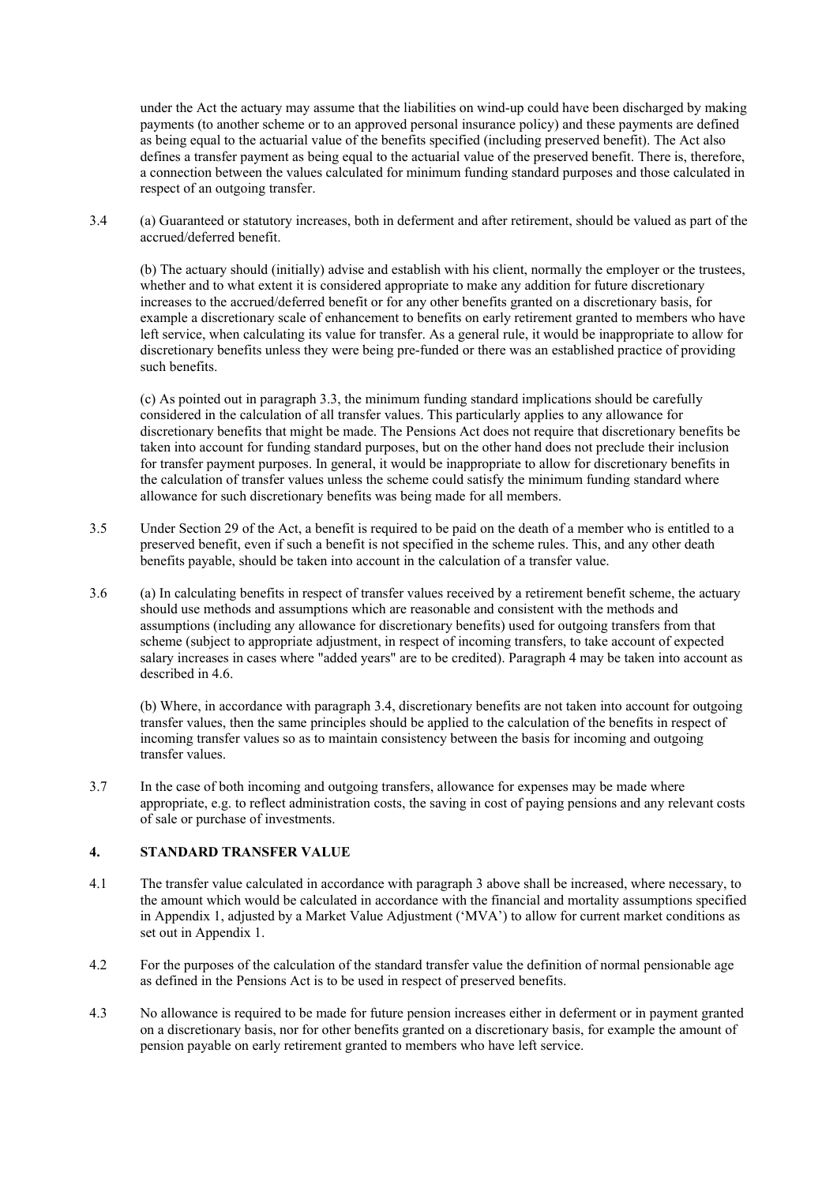under the Act the actuary may assume that the liabilities on wind-up could have been discharged by making payments (to another scheme or to an approved personal insurance policy) and these payments are defined as being equal to the actuarial value of the benefits specified (including preserved benefit). The Act also defines a transfer payment as being equal to the actuarial value of the preserved benefit. There is, therefore, a connection between the values calculated for minimum funding standard purposes and those calculated in respect of an outgoing transfer.

3.4 (a) Guaranteed or statutory increases, both in deferment and after retirement, should be valued as part of the accrued/deferred benefit.

(b) The actuary should (initially) advise and establish with his client, normally the employer or the trustees, whether and to what extent it is considered appropriate to make any addition for future discretionary increases to the accrued/deferred benefit or for any other benefits granted on a discretionary basis, for example a discretionary scale of enhancement to benefits on early retirement granted to members who have left service, when calculating its value for transfer. As a general rule, it would be inappropriate to allow for discretionary benefits unless they were being pre-funded or there was an established practice of providing such benefits.

(c) As pointed out in paragraph 3.3, the minimum funding standard implications should be carefully considered in the calculation of all transfer values. This particularly applies to any allowance for discretionary benefits that might be made. The Pensions Act does not require that discretionary benefits be taken into account for funding standard purposes, but on the other hand does not preclude their inclusion for transfer payment purposes. In general, it would be inappropriate to allow for discretionary benefits in the calculation of transfer values unless the scheme could satisfy the minimum funding standard where allowance for such discretionary benefits was being made for all members.

3.5 Under Section 29 of the Act, a benefit is required to be paid on the death of a member who is entitled to a preserved benefit, even if such a benefit is not specified in the scheme rules. This, and any other death benefits payable, should be taken into account in the calculation of a transfer value.

3.6 (a) In calculating benefits in respect of transfer values received by a retirement benefit scheme, the actuary should use methods and assumptions which are reasonable and consistent with the methods and assumptions (including any allowance for discretionary benefits) used for outgoing transfers from that scheme (subject to appropriate adjustment, in respect of incoming transfers, to take account of expected salary increases in cases where "added years" are to be credited). Paragraph 4 may be taken into account as described in 4.6.

(b) Where, in accordance with paragraph 3.4, discretionary benefits are not taken into account for outgoing transfer values, then the same principles should be applied to the calculation of the benefits in respect of incoming transfer values so as to maintain consistency between the basis for incoming and outgoing transfer values.

3.7 In the case of both incoming and outgoing transfers, allowance for expenses may be made where appropriate, e.g. to reflect administration costs, the saving in cost of paying pensions and any relevant costs of sale or purchase of investments.

## 4. STANDARD TRANSFER VALUE

4.1 The transfer value calculated in accordance with paragraph 3 above shall be increased, where necessary, to the amount which would be calculated in accordance with the financial and mortality assumptions specified in Appendix 1, adjusted by a Market Value Adjustment ('MVA') to allow for current market conditions as set out in Appendix 1.

4.2 For the purposes of the calculation of the standard transfer value the definition of normal pensionable age as defined in the Pensions Act is to be used in respect of preserved benefits.

4.3 No allowance is required to be made for future pension increases either in deferment or in payment granted on a discretionary basis, nor for other benefits granted on a discretionary basis, for example the amount of pension payable on early retirement granted to members who have left service.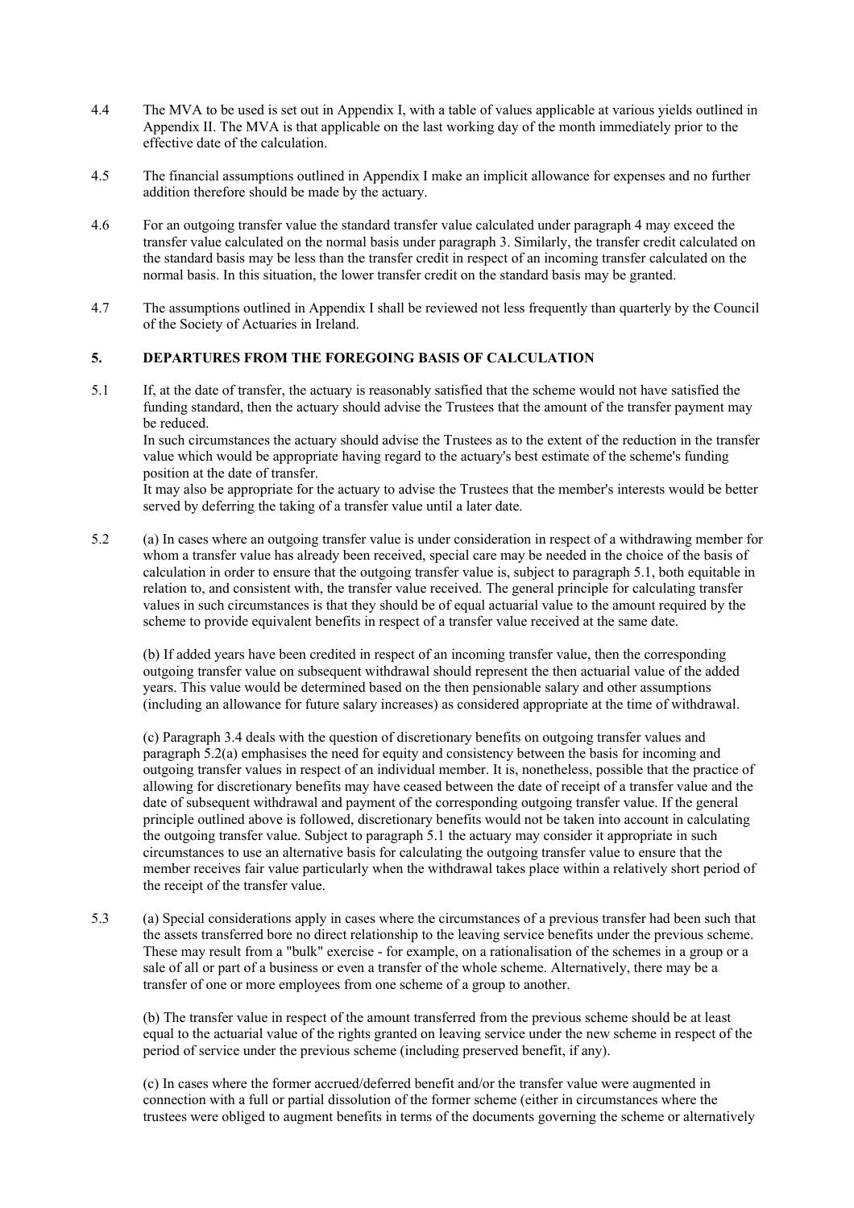4.4 The MVA to be used is set out in Appendix I, with a table of values applicable at various yields outlined in Appendix II. The MVA is that applicable on the last working day of the month immediately prior to the effective date of the calculation.

4.5 The financial assumptions outlined in Appendix I make an implicit allowance for expenses and no further addition therefore should be made by the actuary.

4.6 For an outgoing transfer value the standard transfer value calculated under paragraph 4 may exceed the transfer value calculated on the normal basis under paragraph 3. Similarly, the transfer credit calculated on the standard basis may be less than the transfer credit in respect of an incoming transfer calculated on the normal basis. In this situation, the lower transfer credit on the standard basis may be granted.

4.7 The assumptions outlined in Appendix I shall be reviewed not less frequently than quarterly by the Council of the Society of Actuaries in Ireland.

## 5. DEPARTURES FROM THE FOREGOING BASIS OF CALCULATION

5.1 If, at the date of transfer, the actuary is reasonably satisfied that the scheme would not have satisfied the funding standard, then the actuary should advise the Trustees that the amount of the transfer payment may be reduced.
In such circumstances the actuary should advise the Trustees as to the extent of the reduction in the transfer value which would be appropriate having regard to the actuary's best estimate of the scheme's funding position at the date of transfer.
It may also be appropriate for the actuary to advise the Trustees that the member's interests would be better served by deferring the taking of a transfer value until a later date.

5.2 (a) In cases where an outgoing transfer value is under consideration in respect of a withdrawing member for whom a transfer value has already been received, special care may be needed in the choice of the basis of calculation in order to ensure that the outgoing transfer value is, subject to paragraph 5.1, both equitable in relation to, and consistent with, the transfer value received. The general principle for calculating transfer values in such circumstances is that they should be of equal actuarial value to the amount required by the scheme to provide equivalent benefits in respect of a transfer value received at the same date.

(b) If added years have been credited in respect of an incoming transfer value, then the corresponding outgoing transfer value on subsequent withdrawal should represent the then actuarial value of the added years. This value would be determined based on the then pensionable salary and other assumptions (including an allowance for future salary increases) as considered appropriate at the time of withdrawal.

(c) Paragraph 3.4 deals with the question of discretionary benefits on outgoing transfer values and paragraph 5.2(a) emphasises the need for equity and consistency between the basis for incoming and outgoing transfer values in respect of an individual member. It is, nonetheless, possible that the practice of allowing for discretionary benefits may have ceased between the date of receipt of a transfer value and the date of subsequent withdrawal and payment of the corresponding outgoing transfer value. If the general principle outlined above is followed, discretionary benefits would not be taken into account in calculating the outgoing transfer value. Subject to paragraph 5.1 the actuary may consider it appropriate in such circumstances to use an alternative basis for calculating the outgoing transfer value to ensure that the member receives fair value particularly when the withdrawal takes place within a relatively short period of the receipt of the transfer value.

5.3 (a) Special considerations apply in cases where the circumstances of a previous transfer had been such that the assets transferred bore no direct relationship to the leaving service benefits under the previous scheme. These may result from a "bulk" exercise - for example, on a rationalisation of the schemes in a group or a sale of all or part of a business or even a transfer of the whole scheme. Alternatively, there may be a transfer of one or more employees from one scheme of a group to another.

(b) The transfer value in respect of the amount transferred from the previous scheme should be at least equal to the actuarial value of the rights granted on leaving service under the new scheme in respect of the period of service under the previous scheme (including preserved benefit, if any).

(c) In cases where the former accrued/deferred benefit and/or the transfer value were augmented in connection with a full or partial dissolution of the former scheme (either in circumstances where the trustees were obliged to augment benefits in terms of the documents governing the scheme or alternatively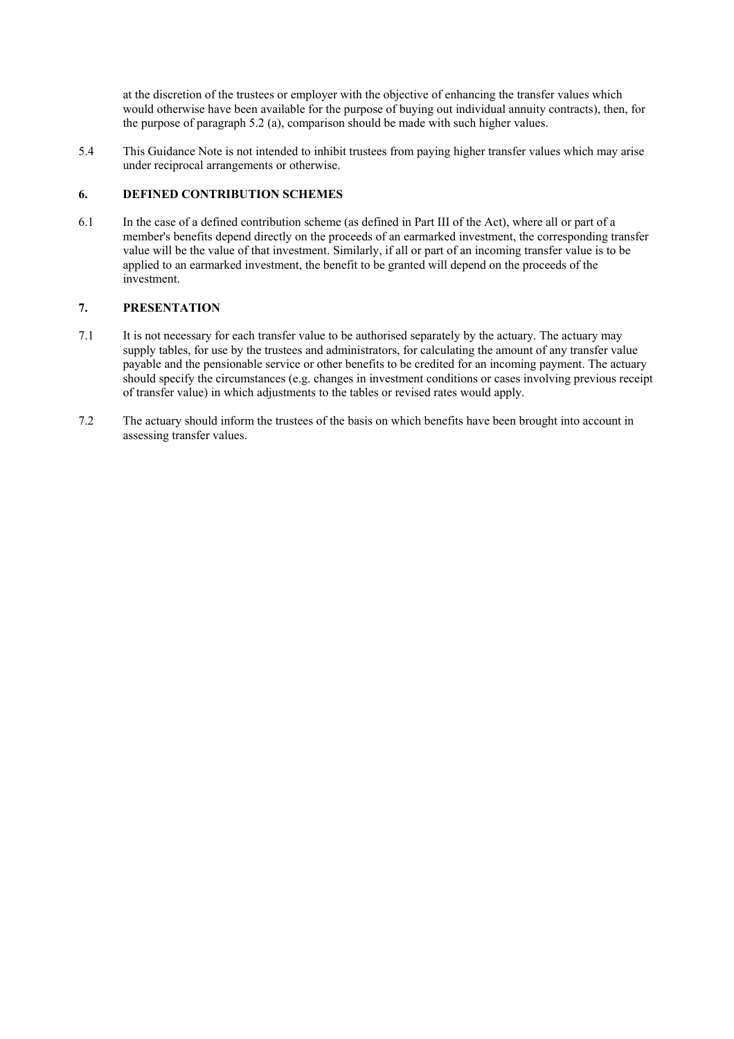at the discretion of the trustees or employer with the objective of enhancing the transfer values which would otherwise have been available for the purpose of buying out individual annuity contracts), then, for the purpose of paragraph 5.2 (a), comparison should be made with such higher values.

5.4 This Guidance Note is not intended to inhibit trustees from paying higher transfer values which may arise under reciprocal arrangements or otherwise.

## 6. DEFINED CONTRIBUTION SCHEMES

6.1 In the case of a defined contribution scheme (as defined in Part III of the Act), where all or part of a member's benefits depend directly on the proceeds of an earmarked investment, the corresponding transfer value will be the value of that investment. Similarly, if all or part of an incoming transfer value is to be applied to an earmarked investment, the benefit to be granted will depend on the proceeds of the investment.

## 7. PRESENTATION

7.1 It is not necessary for each transfer value to be authorised separately by the actuary. The actuary may supply tables, for use by the trustees and administrators, for calculating the amount of any transfer value payable and the pensionable service or other benefits to be credited for an incoming payment. The actuary should specify the circumstances (e.g. changes in investment conditions or cases involving previous receipt of transfer value) in which adjustments to the tables or revised rates would apply.

7.2 The actuary should inform the trustees of the basis on which benefits have been brought into account in assessing transfer values.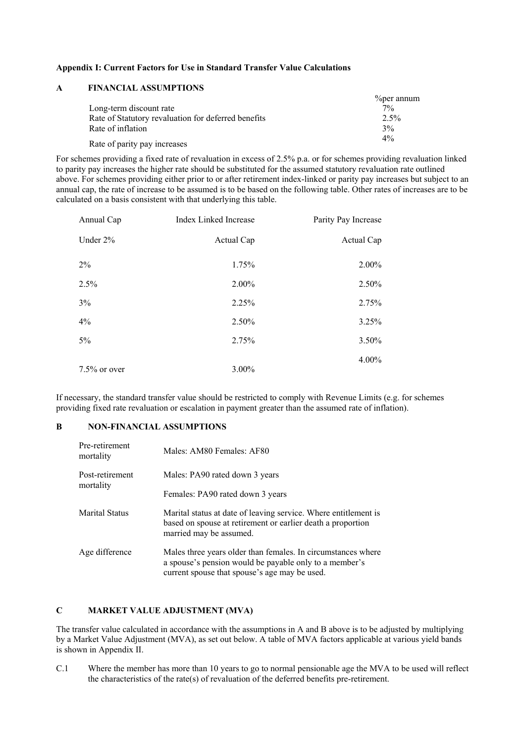**Appendix I: Current Factors for Use in Standard Transfer Value Calculations**

**A FINANCIAL ASSUMPTIONS**

| | %per annum |
|---|---|
| Long-term discount rate | 7% |
| Rate of Statutory revaluation for deferred benefits | 2.5% |
| Rate of inflation | 3% |
| Rate of parity pay increases | 4% |

For schemes providing a fixed rate of revaluation in excess of 2.5% p.a. or for schemes providing revaluation linked to parity pay increases the higher rate should be substituted for the assumed statutory revaluation rate outlined above. For schemes providing either prior to or after retirement index-linked or parity pay increases but subject to an annual cap, the rate of increase to be assumed is to be based on the following table. Other rates of increases are to be calculated on a basis consistent with that underlying this table.

| Annual Cap | Index Linked Increase | Parity Pay Increase |
|---|---|---|
| Under 2% | Actual Cap | Actual Cap |
| 2% | 1.75% | 2.00% |
| 2.5% | 2.00% | 2.50% |
| 3% | 2.25% | 2.75% |
| 4% | 2.50% | 3.25% |
| 5% | 2.75% | 3.50% |
| 7.5% or over | 3.00% | 4.00% |

If necessary, the standard transfer value should be restricted to comply with Revenue Limits (e.g. for schemes providing fixed rate revaluation or escalation in payment greater than the assumed rate of inflation).

**B NON-FINANCIAL ASSUMPTIONS**

| | |
|---|---|
| Pre-retirement mortality | Males: AM80 Females: AF80 |
| Post-retirement mortality | Males: PA90 rated down 3 years<br>Females: PA90 rated down 3 years |
| Marital Status | Marital status at date of leaving service. Where entitlement is based on spouse at retirement or earlier death a proportion married may be assumed. |
| Age difference | Males three years older than females. In circumstances where a spouse's pension would be payable only to a member's current spouse that spouse's age may be used. |

**C MARKET VALUE ADJUSTMENT (MVA)**

The transfer value calculated in accordance with the assumptions in A and B above is to be adjusted by multiplying by a Market Value Adjustment (MVA), as set out below. A table of MVA factors applicable at various yield bands is shown in Appendix II.

C.1 Where the member has more than 10 years to go to normal pensionable age the MVA to be used will reflect the characteristics of the rate(s) of revaluation of the deferred benefits pre-retirement.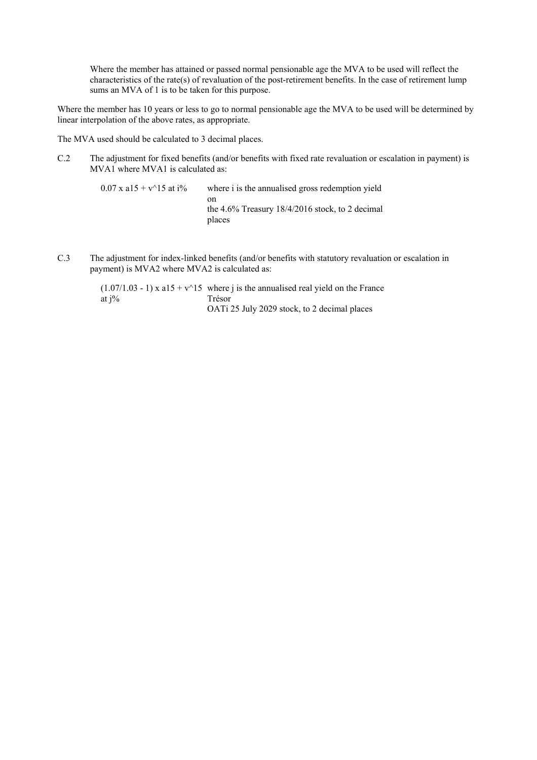Where the member has attained or passed normal pensionable age the MVA to be used will reflect the characteristics of the rate(s) of revaluation of the post-retirement benefits. In the case of retirement lump sums an MVA of 1 is to be taken for this purpose.

Where the member has 10 years or less to go to normal pensionable age the MVA to be used will be determined by linear interpolation of the above rates, as appropriate.

The MVA used should be calculated to 3 decimal places.

C.2 The adjustment for fixed benefits (and/or benefits with fixed rate revaluation or escalation in payment) is MVA1 where MVA1 is calculated as:

| | |
|---|---|
| $0.07 \times a15 + v^{15}$ at i% | where i is the annualised gross redemption yield on the 4.6% Treasury 18/4/2016 stock, to 2 decimal places |

C.3 The adjustment for index-linked benefits (and/or benefits with statutory revaluation or escalation in payment) is MVA2 where MVA2 is calculated as:

| | |
|---|---|
| $(1.07/1.03 - 1) \times a15 + v^{15}$ at j% | where j is the annualised real yield on the France Trésor OATi 25 July 2029 stock, to 2 decimal places |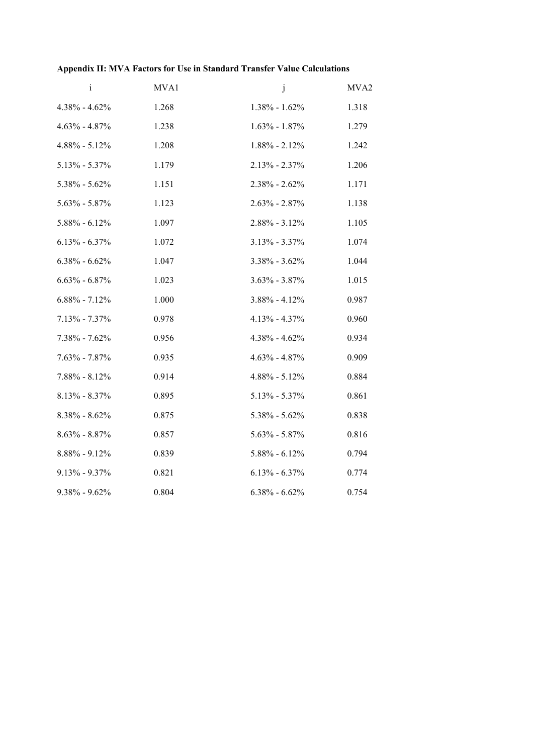**Appendix II: MVA Factors for Use in Standard Transfer Value Calculations**

| i | MVA1 | j | MVA2 |
|---|---|---|---|
| 4.38% - 4.62% | 1.268 | 1.38% - 1.62% | 1.318 |
| 4.63% - 4.87% | 1.238 | 1.63% - 1.87% | 1.279 |
| 4.88% - 5.12% | 1.208 | 1.88% - 2.12% | 1.242 |
| 5.13% - 5.37% | 1.179 | 2.13% - 2.37% | 1.206 |
| 5.38% - 5.62% | 1.151 | 2.38% - 2.62% | 1.171 |
| 5.63% - 5.87% | 1.123 | 2.63% - 2.87% | 1.138 |
| 5.88% - 6.12% | 1.097 | 2.88% - 3.12% | 1.105 |
| 6.13% - 6.37% | 1.072 | 3.13% - 3.37% | 1.074 |
| 6.38% - 6.62% | 1.047 | 3.38% - 3.62% | 1.044 |
| 6.63% - 6.87% | 1.023 | 3.63% - 3.87% | 1.015 |
| 6.88% - 7.12% | 1.000 | 3.88% - 4.12% | 0.987 |
| 7.13% - 7.37% | 0.978 | 4.13% - 4.37% | 0.960 |
| 7.38% - 7.62% | 0.956 | 4.38% - 4.62% | 0.934 |
| 7.63% - 7.87% | 0.935 | 4.63% - 4.87% | 0.909 |
| 7.88% - 8.12% | 0.914 | 4.88% - 5.12% | 0.884 |
| 8.13% - 8.37% | 0.895 | 5.13% - 5.37% | 0.861 |
| 8.38% - 8.62% | 0.875 | 5.38% - 5.62% | 0.838 |
| 8.63% - 8.87% | 0.857 | 5.63% - 5.87% | 0.816 |
| 8.88% - 9.12% | 0.839 | 5.88% - 6.12% | 0.794 |
| 9.13% - 9.37% | 0.821 | 6.13% - 6.37% | 0.774 |
| 9.38% - 9.62% | 0.804 | 6.38% - 6.62% | 0.754 |